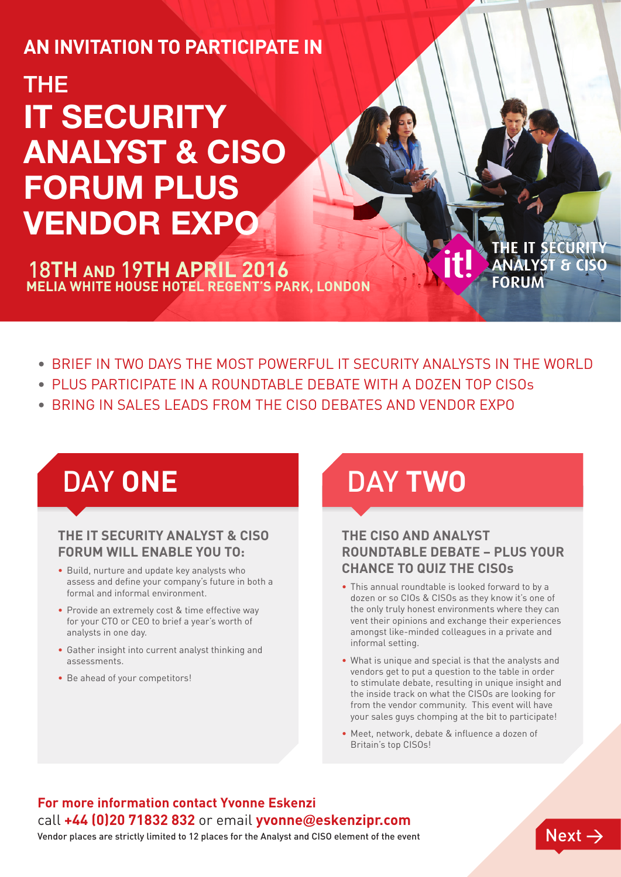## AN INVITATION TO PARTICIPATE IN

# THE IT SECURITY ANALYST & CISO FORUM PLUS VENDOR EXPO

**18TH AND 19TH APRIL 2016**
**MELIA WHITE HOUSE HOTEL REGENT'S PARK, LONDON**

THE IT SECURITY ANALYST & CISO FORUM

- BRIEF IN TWO DAYS THE MOST POWERFUL IT SECURITY ANALYSTS IN THE WORLD
- PLUS PARTICIPATE IN A ROUNDTABLE DEBATE WITH A DOZEN TOP CISOs
- BRING IN SALES LEADS FROM THE CISO DEBATES AND VENDOR EXPO

## DAY ONE

### THE IT SECURITY ANALYST & CISO FORUM WILL ENABLE YOU TO:

- Build, nurture and update key analysts who assess and define your company's future in both a formal and informal environment.
- Provide an extremely cost & time effective way for your CTO or CEO to brief a year's worth of analysts in one day.
- Gather insight into current analyst thinking and assessments.
- Be ahead of your competitors!

## DAY TWO

### THE CISO AND ANALYST ROUNDTABLE DEBATE – PLUS YOUR CHANCE TO QUIZ THE CISOs

- This annual roundtable is looked forward to by a dozen or so CIOs & CISOs as they know it's one of the only truly honest environments where they can vent their opinions and exchange their experiences amongst like-minded colleagues in a private and informal setting.
- What is unique and special is that the analysts and vendors get to put a question to the table in order to stimulate debate, resulting in unique insight and the inside track on what the CISOs are looking for from the vendor community. This event will have your sales guys chomping at the bit to participate!
- Meet, network, debate & influence a dozen of Britain's top CISOs!

**For more information contact Yvonne Eskenzi**
call **+44 (0)20 71832 832** or email **yvonne@eskenzipr.com**
Vendor places are strictly limited to 12 places for the Analyst and CISO element of the event

Next →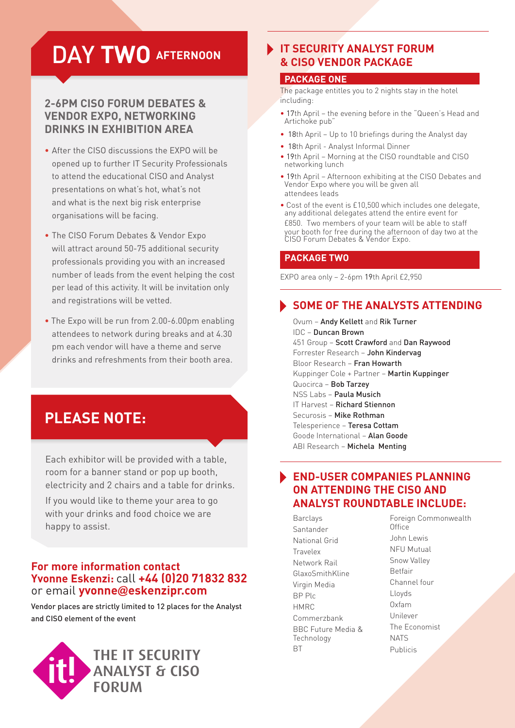# DAY TWO AFTERNOON

## 2-6PM CISO FORUM DEBATES & VENDOR EXPO, NETWORKING DRINKS IN EXHIBITION AREA

- After the CISO discussions the EXPO will be opened up to further IT Security Professionals to attend the educational CISO and Analyst presentations on what's hot, what's not and what is the next big risk enterprise organisations will be facing.
- The CISO Forum Debates & Vendor Expo will attract around 50-75 additional security professionals providing you with an increased number of leads from the event helping the cost per lead of this activity. It will be invitation only and registrations will be vetted.
- The Expo will be run from 2.00-6.00pm enabling attendees to network during breaks and at 4.30 pm each vendor will have a theme and serve drinks and refreshments from their booth area.

## PLEASE NOTE:

Each exhibitor will be provided with a table, room for a banner stand or pop up booth, electricity and 2 chairs and a table for drinks.

If you would like to theme your area to go with your drinks and food choice we are happy to assist.

**For more information contact Yvonne Eskenzi:** call **+44 (0)20 71832 832** or email **yvonne@eskenzipr.com**

Vendor places are strictly limited to 12 places for the Analyst and CISO element of the event

THE IT SECURITY ANALYST & CISO FORUM

## IT SECURITY ANALYST FORUM & CISO VENDOR PACKAGE

### PACKAGE ONE

The package entitles you to 2 nights stay in the hotel including:

- 17th April – the evening before in the "Queen's Head and Artichoke pub"
- 18th April – Up to 10 briefings during the Analyst day
- 18th April - Analyst Informal Dinner
- 19th April – Morning at the CISO roundtable and CISO networking lunch
- 19th April – Afternoon exhibiting at the CISO Debates and Vendor Expo where you will be given all attendees leads
- Cost of the event is £10,500 which includes one delegate, any additional delegates attend the entire event for £850. Two members of your team will be able to staff your booth for free during the afternoon of day two at the CISO Forum Debates & Vendor Expo.

### PACKAGE TWO

EXPO area only – 2-6pm 19th April £2,950

## SOME OF THE ANALYSTS ATTENDING

Ovum – **Andy Kellett** and **Rik Turner**
IDC – **Duncan Brown**
451 Group – **Scott Crawford** and **Dan Raywood**
Forrester Research – **John Kindervag**
Bloor Research – **Fran Howarth**
Kuppinger Cole + Partner – **Martin Kuppinger**
Quocirca – **Bob Tarzey**
NSS Labs – **Paula Musich**
IT Harvest – **Richard Stiennon**
Securosis – **Mike Rothman**
Telesperience – **Teresa Cottam**
Goode International – **Alan Goode**
ABI Research – **Michela Menting**

## END-USER COMPANIES PLANNING ON ATTENDING THE CISO AND ANALYST ROUNDTABLE INCLUDE:

Barclays
Santander
National Grid
Travelex
Network Rail
GlaxoSmithKline
Virgin Media
BP Plc
HMRC
Commerzbank
BBC Future Media & Technology
BT
Foreign Commonwealth Office
John Lewis
NFU Mutual
Snow Valley
Betfair
Channel four
Lloyds
Oxfam
Unilever
The Economist
NATS
Publicis